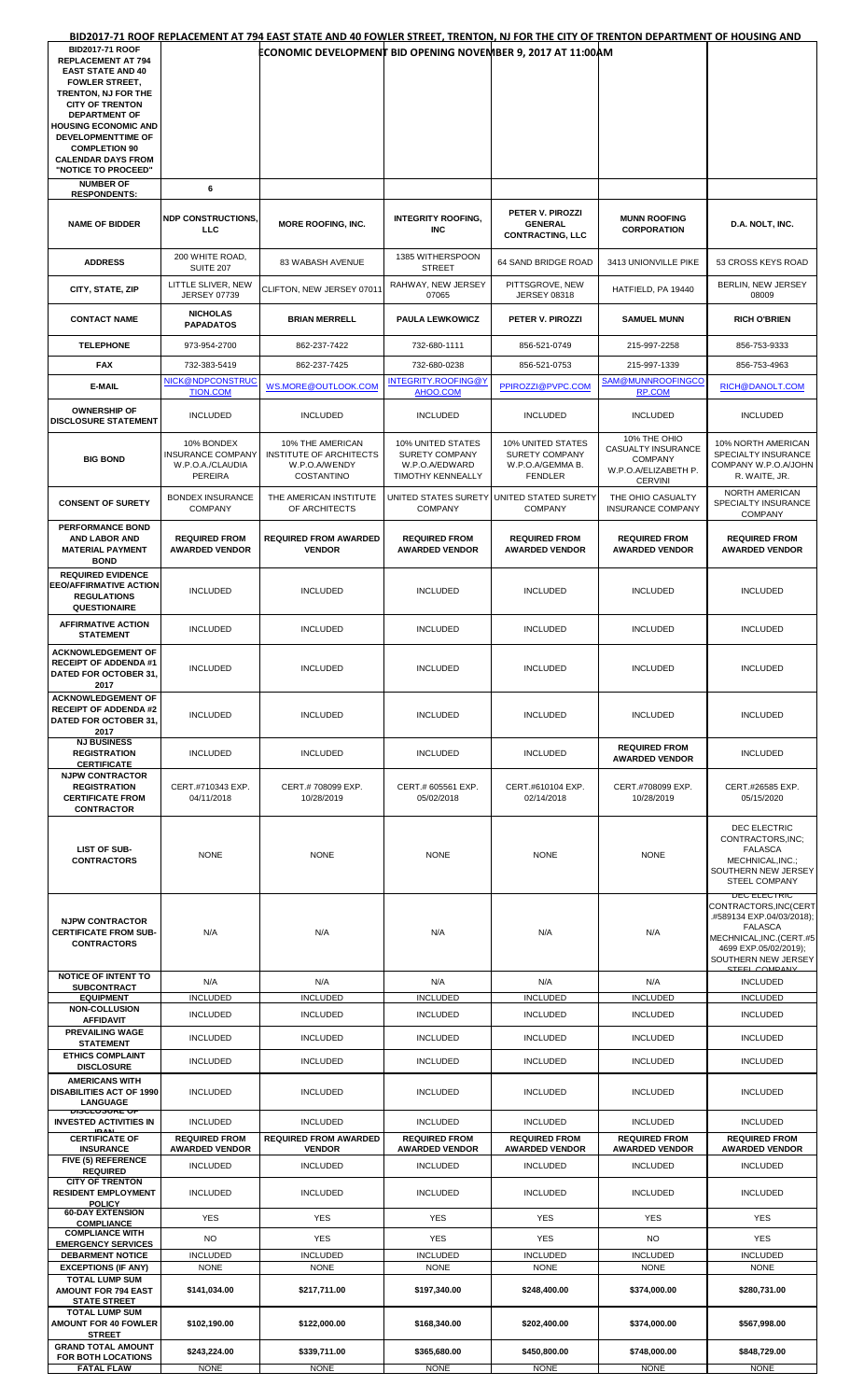# BID2017-71 ROOF REPLACEMENT AT 794 EAST STATE AND 40 FOWLER STREET, TRENTON, NJ FOR THE CITY OF TRENTON DEPARTMENT OF HOUSING AND ECONOMIC DEVELOPMENT BID OPENING NOVEMBER 9, 2017 AT 11:00AM

| BID2017-71 ROOF REPLACEMENT AT 794 EAST STATE AND 40 FOWLER STREET, TRENTON, NJ FOR THE CITY OF TRENTON DEPARTMENT OF HOUSING ECONOMIC AND DEVELOPMENTTIME OF COMPLETION 90 CALENDAR DAYS FROM "NOTICE TO PROCEED" | | | | | | |
|---|---|---|---|---|---|---|
| **NUMBER OF RESPONDENTS:** | 6 | | | | | |
| **NAME OF BIDDER** | **NDP CONSTRUCTIONS, LLC** | **MORE ROOFING, INC.** | **INTEGRITY ROOFING, INC** | **PETER V. PIROZZI GENERAL CONTRACTING, LLC** | **MUNN ROOFING CORPORATION** | **D.A. NOLT, INC.** |
| **ADDRESS** | 200 WHITE ROAD, SUITE 207 | 83 WABASH AVENUE | 1385 WITHERSPOON STREET | 64 SAND BRIDGE ROAD | 3413 UNIONVILLE PIKE | 53 CROSS KEYS ROAD |
| **CITY, STATE, ZIP** | LITTLE SLIVER, NEW JERSEY 07739 | CLIFTON, NEW JERSEY 07011 | RAHWAY, NEW JERSEY 07065 | PITTSGROVE, NEW JERSEY 08318 | HATFIELD, PA 19440 | BERLIN, NEW JERSEY 08009 |
| **CONTACT NAME** | **NICHOLAS PAPADATOS** | **BRIAN MERRELL** | **PAULA LEWKOWICZ** | **PETER V. PIROZZI** | **SAMUEL MUNN** | **RICH O'BRIEN** |
| **TELEPHONE** | 973-954-2700 | 862-237-7422 | 732-680-1111 | 856-521-0749 | 215-997-2258 | 856-753-9333 |
| **FAX** | 732-383-5419 | 862-237-7425 | 732-680-0238 | 856-521-0753 | 215-997-1339 | 856-753-4963 |
| **E-MAIL** | NICK@NDPCONSTRUCTION.COM | WS.MORE@OUTLOOK.COM | INTEGRITY.ROOFING@YAHOO.COM | PPIROZZI@PVPC.COM | SAM@MUNNROOFINGCORP.COM | RICH@DANOLT.COM |
| **OWNERSHIP OF DISCLOSURE STATEMENT** | INCLUDED | INCLUDED | INCLUDED | INCLUDED | INCLUDED | INCLUDED |
| **BIG BOND** | 10% BONDEX INSURANCE COMPANY W.P.O.A./CLAUDIA PEREIRA | 10% THE AMERICAN INSTITUTE OF ARCHITECTS W.P.O.A/WENDY COSTANTINO | 10% UNITED STATES SURETY COMPANY W.P.O.A/EDWARD TIMOTHY KENNEALLY | 10% UNITED STATES SURETY COMPANY W.P.O.A/GEMMA B. FENDLER | 10% THE OHIO CASUALTY INSURANCE COMPANY W.P.O.A/ELIZABETH P. CERVINI | 10% NORTH AMERICAN SPECIALTY INSURANCE COMPANY W.P.O.A/JOHN R. WAITE, JR. |
| **CONSENT OF SURETY** | BONDEX INSURANCE COMPANY | THE AMERICAN INSTITUTE OF ARCHITECTS | UNITED STATES SURETY COMPANY | UNITED STATED SURETY COMPANY | THE OHIO CASUALTY INSURANCE COMPANY | NORTH AMERICAN SPECIALTY INSURANCE COMPANY |
| **PERFORMANCE BOND AND LABOR AND MATERIAL PAYMENT BOND** | **REQUIRED FROM AWARDED VENDOR** | **REQUIRED FROM AWARDED VENDOR** | **REQUIRED FROM AWARDED VENDOR** | **REQUIRED FROM AWARDED VENDOR** | **REQUIRED FROM AWARDED VENDOR** | **REQUIRED FROM AWARDED VENDOR** |
| **REQUIRED EVIDENCE EEO/AFFIRMATIVE ACTION REGULATIONS QUESTIONAIRE** | INCLUDED | INCLUDED | INCLUDED | INCLUDED | INCLUDED | INCLUDED |
| **AFFIRMATIVE ACTION STATEMENT** | INCLUDED | INCLUDED | INCLUDED | INCLUDED | INCLUDED | INCLUDED |
| **ACKNOWLEDGEMENT OF RECEIPT OF ADDENDA #1 DATED FOR OCTOBER 31, 2017** | INCLUDED | INCLUDED | INCLUDED | INCLUDED | INCLUDED | INCLUDED |
| **ACKNOWLEDGEMENT OF RECEIPT OF ADDENDA #2 DATED FOR OCTOBER 31, 2017** | INCLUDED | INCLUDED | INCLUDED | INCLUDED | INCLUDED | INCLUDED |
| **NJ BUSINESS REGISTRATION CERTIFICATE** | INCLUDED | INCLUDED | INCLUDED | INCLUDED | **REQUIRED FROM AWARDED VENDOR** | INCLUDED |
| **NJPW CONTRACTOR REGISTRATION CERTIFICATE FROM CONTRACTOR** | CERT.#710343 EXP. 04/11/2018 | CERT.# 708099 EXP. 10/28/2019 | CERT.# 605561 EXP. 05/02/2018 | CERT.#610104 EXP. 02/14/2018 | CERT.#708099 EXP. 10/28/2019 | CERT.#26585 EXP. 05/15/2020 |
| **LIST OF SUB-CONTRACTORS** | NONE | NONE | NONE | NONE | NONE | DEC ELECTRIC CONTRACTORS,INC; FALASCA MECHNICAL,INC.; SOUTHERN NEW JERSEY STEEL COMPANY |
| **NJPW CONTRACTOR CERTIFICATE FROM SUB-CONTRACTORS** | N/A | N/A | N/A | N/A | N/A | DEC ELECTRIC CONTRACTORS,INC(CERT.#589134 EXP.04/03/2018); FALASCA MECHNICAL,INC.(CERT.#54699 EXP.05/02/2019); SOUTHERN NEW JERSEY STEEL COMPANY |
| **NOTICE OF INTENT TO SUBCONTRACT** | N/A | N/A | N/A | N/A | N/A | INCLUDED |
| **EQUIPMENT** | INCLUDED | INCLUDED | INCLUDED | INCLUDED | INCLUDED | INCLUDED |
| **NON-COLLUSION AFFIDAVIT** | INCLUDED | INCLUDED | INCLUDED | INCLUDED | INCLUDED | INCLUDED |
| **PREVAILING WAGE STATEMENT** | INCLUDED | INCLUDED | INCLUDED | INCLUDED | INCLUDED | INCLUDED |
| **ETHICS COMPLAINT DISCLOSURE** | INCLUDED | INCLUDED | INCLUDED | INCLUDED | INCLUDED | INCLUDED |
| **AMERICANS WITH DISABILITIES ACT OF 1990 LANGUAGE** | INCLUDED | INCLUDED | INCLUDED | INCLUDED | INCLUDED | INCLUDED |
| **DISCLOSURE OF INVESTED ACTIVITIES IN IRAN** | INCLUDED | INCLUDED | INCLUDED | INCLUDED | INCLUDED | INCLUDED |
| **CERTIFICATE OF INSURANCE** | **REQUIRED FROM AWARDED VENDOR** | **REQUIRED FROM AWARDED VENDOR** | **REQUIRED FROM AWARDED VENDOR** | **REQUIRED FROM AWARDED VENDOR** | **REQUIRED FROM AWARDED VENDOR** | **REQUIRED FROM AWARDED VENDOR** |
| **FIVE (5) REFERENCE REQUIRED** | INCLUDED | INCLUDED | INCLUDED | INCLUDED | INCLUDED | INCLUDED |
| **CITY OF TRENTON RESIDENT EMPLOYMENT POLICY** | INCLUDED | INCLUDED | INCLUDED | INCLUDED | INCLUDED | INCLUDED |
| **60-DAY EXTENSION COMPLIANCE** | YES | YES | YES | YES | YES | YES |
| **COMPLIANCE WITH EMERGENCY SERVICES** | NO | YES | YES | YES | NO | YES |
| **DEBARMENT NOTICE** | INCLUDED | INCLUDED | INCLUDED | INCLUDED | INCLUDED | INCLUDED |
| **EXCEPTIONS (IF ANY)** | NONE | NONE | NONE | NONE | NONE | NONE |
| **TOTAL LUMP SUM AMOUNT FOR 794 EAST STATE STREET** | **$141,034.00** | **$217,711.00** | **$197,340.00** | **$248,400.00** | **$374,000.00** | **$280,731.00** |
| **TOTAL LUMP SUM AMOUNT FOR 40 FOWLER STREET** | **$102,190.00** | **$122,000.00** | **$168,340.00** | **$202,400.00** | **$374,000.00** | **$567,998.00** |
| **GRAND TOTAL AMOUNT FOR BOTH LOCATIONS** | **$243,224.00** | **$339,711.00** | **$365,680.00** | **$450,800.00** | **$748,000.00** | **$848,729.00** |
| **FATAL FLAW** | NONE | NONE | NONE | NONE | NONE | NONE |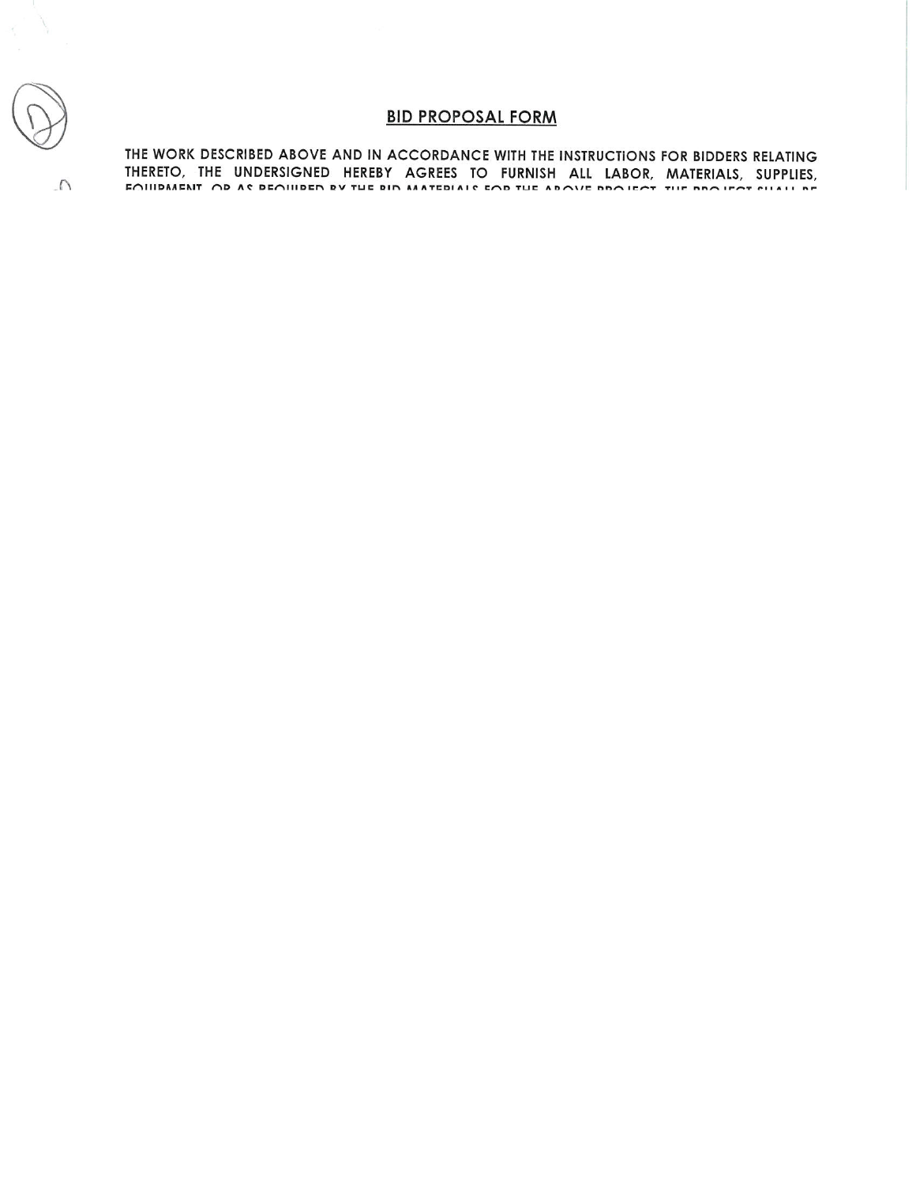## BID PROPOSAL FORM

THE WORK DESCRIBED ABOVE AND IN ACCORDANCE WITH THE INSTRUCTIONS FOR BIDDERS RELATING THERETO, THE UNDERSIGNED HEREBY AGREES TO FURNISH ALL LABOR, MATERIALS, SUPPLIES, EQUIPMENT, OR AS REQUIRED BY THE BID MATERIALS FOR THE ABOVE PROJECT. THE PROJECT SHALL BE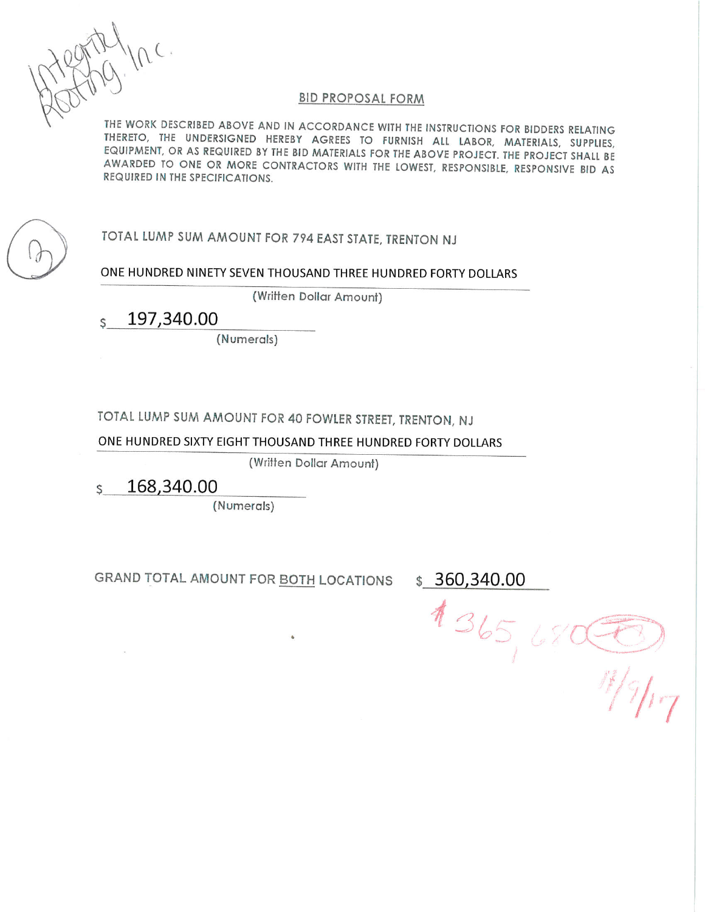Integrity Roofing Inc.

## BID PROPOSAL FORM

THE WORK DESCRIBED ABOVE AND IN ACCORDANCE WITH THE INSTRUCTIONS FOR BIDDERS RELATING THERETO, THE UNDERSIGNED HEREBY AGREES TO FURNISH ALL LABOR, MATERIALS, SUPPLIES, EQUIPMENT, OR AS REQUIRED BY THE BID MATERIALS FOR THE ABOVE PROJECT. THE PROJECT SHALL BE AWARDED TO ONE OR MORE CONTRACTORS WITH THE LOWEST, RESPONSIBLE, RESPONSIVE BID AS REQUIRED IN THE SPECIFICATIONS.

(3)

TOTAL LUMP SUM AMOUNT FOR 794 EAST STATE, TRENTON NJ

ONE HUNDRED NINETY SEVEN THOUSAND THREE HUNDRED FORTY DOLLARS
(Written Dollar Amount)

$ 197,340.00
(Numerals)

TOTAL LUMP SUM AMOUNT FOR 40 FOWLER STREET, TRENTON, NJ

ONE HUNDRED SIXTY EIGHT THOUSAND THREE HUNDRED FORTY DOLLARS
(Written Dollar Amount)

$ 168,340.00
(Numerals)

GRAND TOTAL AMOUNT FOR BOTH LOCATIONS $ 360,340.00

$365,680.00

11/9/17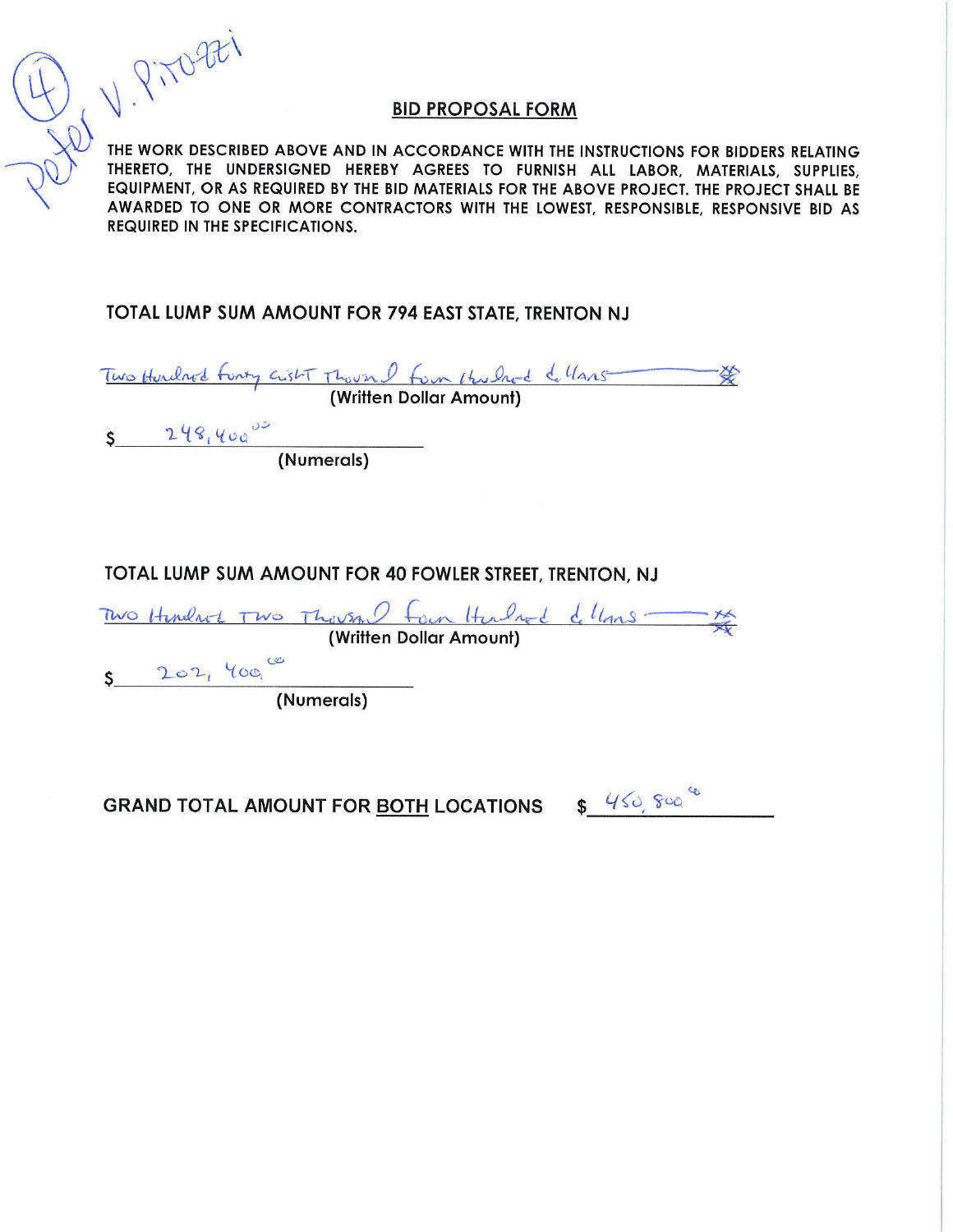(4) Peter V. Pirozzi

## BID PROPOSAL FORM

THE WORK DESCRIBED ABOVE AND IN ACCORDANCE WITH THE INSTRUCTIONS FOR BIDDERS RELATING THERETO, THE UNDERSIGNED HEREBY AGREES TO FURNISH ALL LABOR, MATERIALS, SUPPLIES, EQUIPMENT, OR AS REQUIRED BY THE BID MATERIALS FOR THE ABOVE PROJECT. THE PROJECT SHALL BE AWARDED TO ONE OR MORE CONTRACTORS WITH THE LOWEST, RESPONSIBLE, RESPONSIVE BID AS REQUIRED IN THE SPECIFICATIONS.

### TOTAL LUMP SUM AMOUNT FOR 794 EAST STATE, TRENTON NJ

Two Hundred forty eight Thousand four Hundred dollars —— xx

(Written Dollar Amount)

$ 248,400.00

(Numerals)

### TOTAL LUMP SUM AMOUNT FOR 40 FOWLER STREET, TRENTON, NJ

Two Hundred Two Thousand four Hundred dollars —— xx

(Written Dollar Amount)

$ 202,400.00

(Numerals)

**GRAND TOTAL AMOUNT FOR BOTH LOCATIONS** $ 450,800.00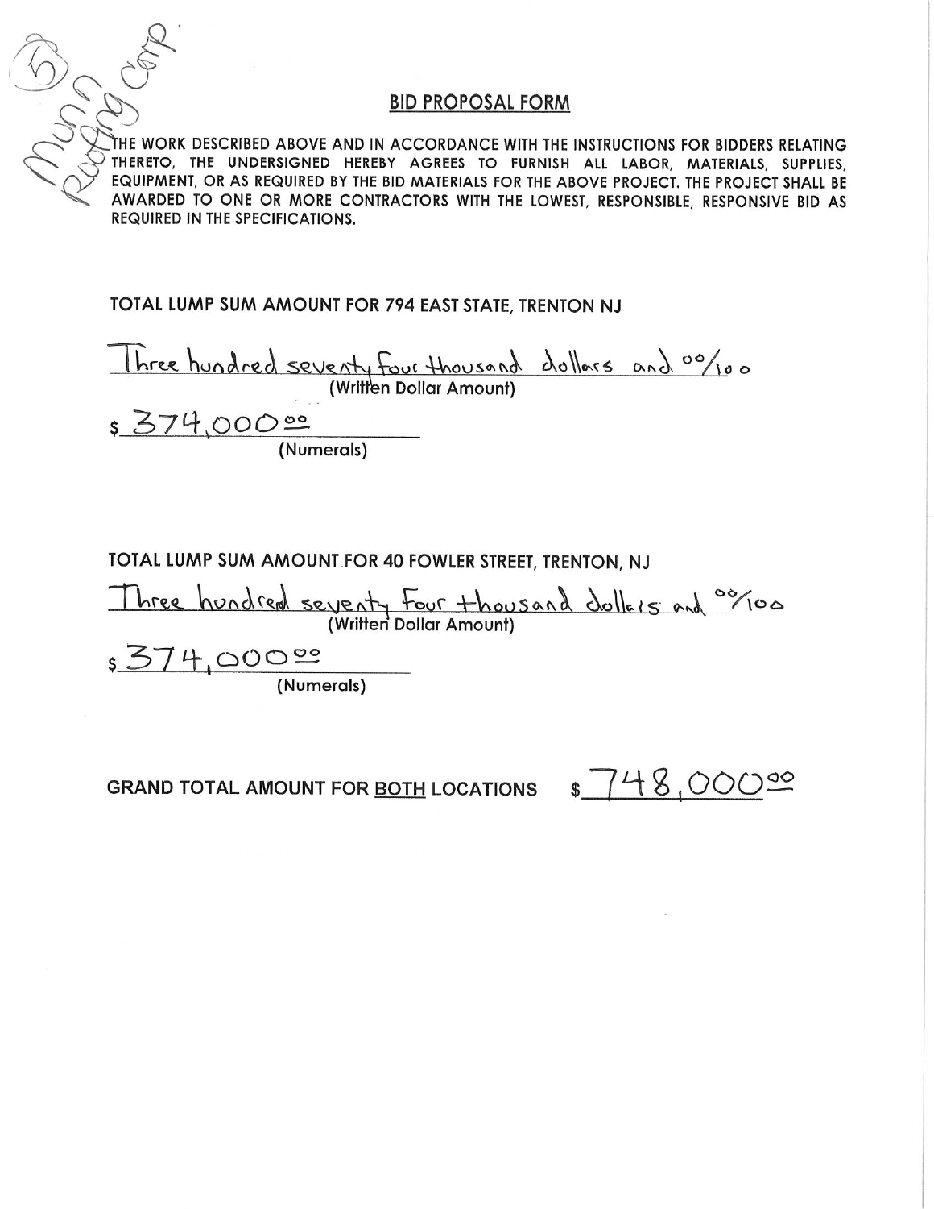(5) Munn Roofing Corp.

## BID PROPOSAL FORM

THE WORK DESCRIBED ABOVE AND IN ACCORDANCE WITH THE INSTRUCTIONS FOR BIDDERS RELATING THERETO, THE UNDERSIGNED HEREBY AGREES TO FURNISH ALL LABOR, MATERIALS, SUPPLIES, EQUIPMENT, OR AS REQUIRED BY THE BID MATERIALS FOR THE ABOVE PROJECT. THE PROJECT SHALL BE AWARDED TO ONE OR MORE CONTRACTORS WITH THE LOWEST, RESPONSIBLE, RESPONSIVE BID AS REQUIRED IN THE SPECIFICATIONS.

**TOTAL LUMP SUM AMOUNT FOR 794 EAST STATE, TRENTON NJ**

Three hundred seventy four thousand dollars and 00/100
(Written Dollar Amount)

$ 374,000.00
(Numerals)

**TOTAL LUMP SUM AMOUNT FOR 40 FOWLER STREET, TRENTON, NJ**

Three hundred seventy four thousand dollars and 00/100
(Written Dollar Amount)

$ 374,000.00
(Numerals)

**GRAND TOTAL AMOUNT FOR BOTH LOCATIONS** $ 748,000.00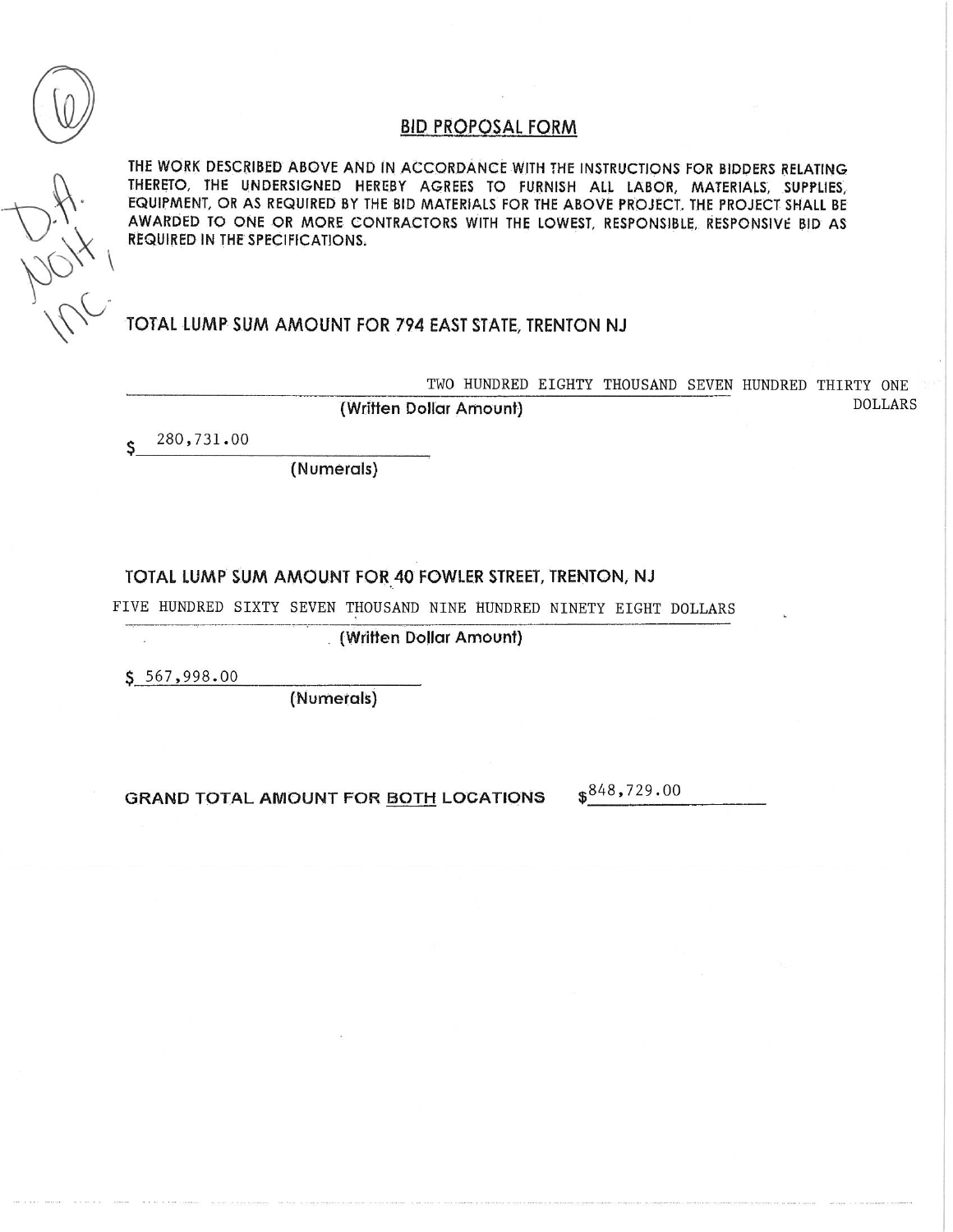6

D.A. NOLT, INC.

## BID PROPOSAL FORM

THE WORK DESCRIBED ABOVE AND IN ACCORDANCE WITH THE INSTRUCTIONS FOR BIDDERS RELATING THERETO, THE UNDERSIGNED HEREBY AGREES TO FURNISH ALL LABOR, MATERIALS, SUPPLIES, EQUIPMENT, OR AS REQUIRED BY THE BID MATERIALS FOR THE ABOVE PROJECT. THE PROJECT SHALL BE AWARDED TO ONE OR MORE CONTRACTORS WITH THE LOWEST, RESPONSIBLE, RESPONSIVE BID AS REQUIRED IN THE SPECIFICATIONS.

### TOTAL LUMP SUM AMOUNT FOR 794 EAST STATE, TRENTON NJ

TWO HUNDRED EIGHTY THOUSAND SEVEN HUNDRED THIRTY ONE DOLLARS

(Written Dollar Amount)

$ 280,731.00

(Numerals)

### TOTAL LUMP SUM AMOUNT FOR 40 FOWLER STREET, TRENTON, NJ

FIVE HUNDRED SIXTY SEVEN THOUSAND NINE HUNDRED NINETY EIGHT DOLLARS

(Written Dollar Amount)

$ 567,998.00

(Numerals)

**GRAND TOTAL AMOUNT FOR BOTH LOCATIONS** $848,729.00